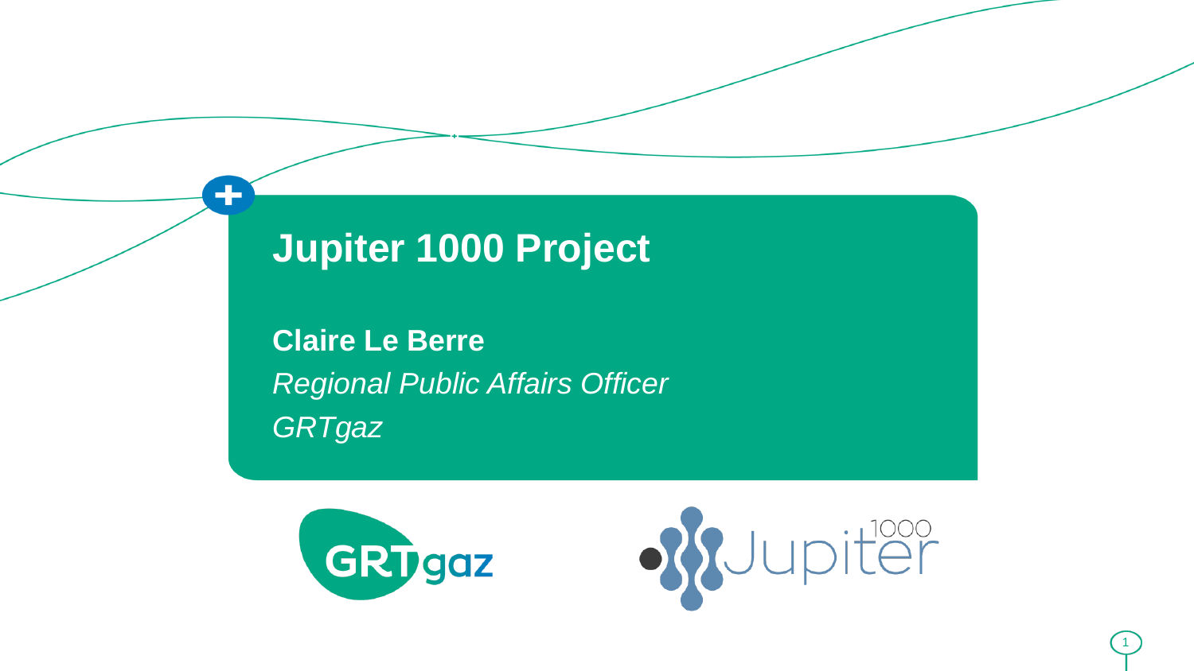# Jupiter 1000 Project

**Claire Le Berre**

*Regional Public Affairs Officer*

*GRTgaz*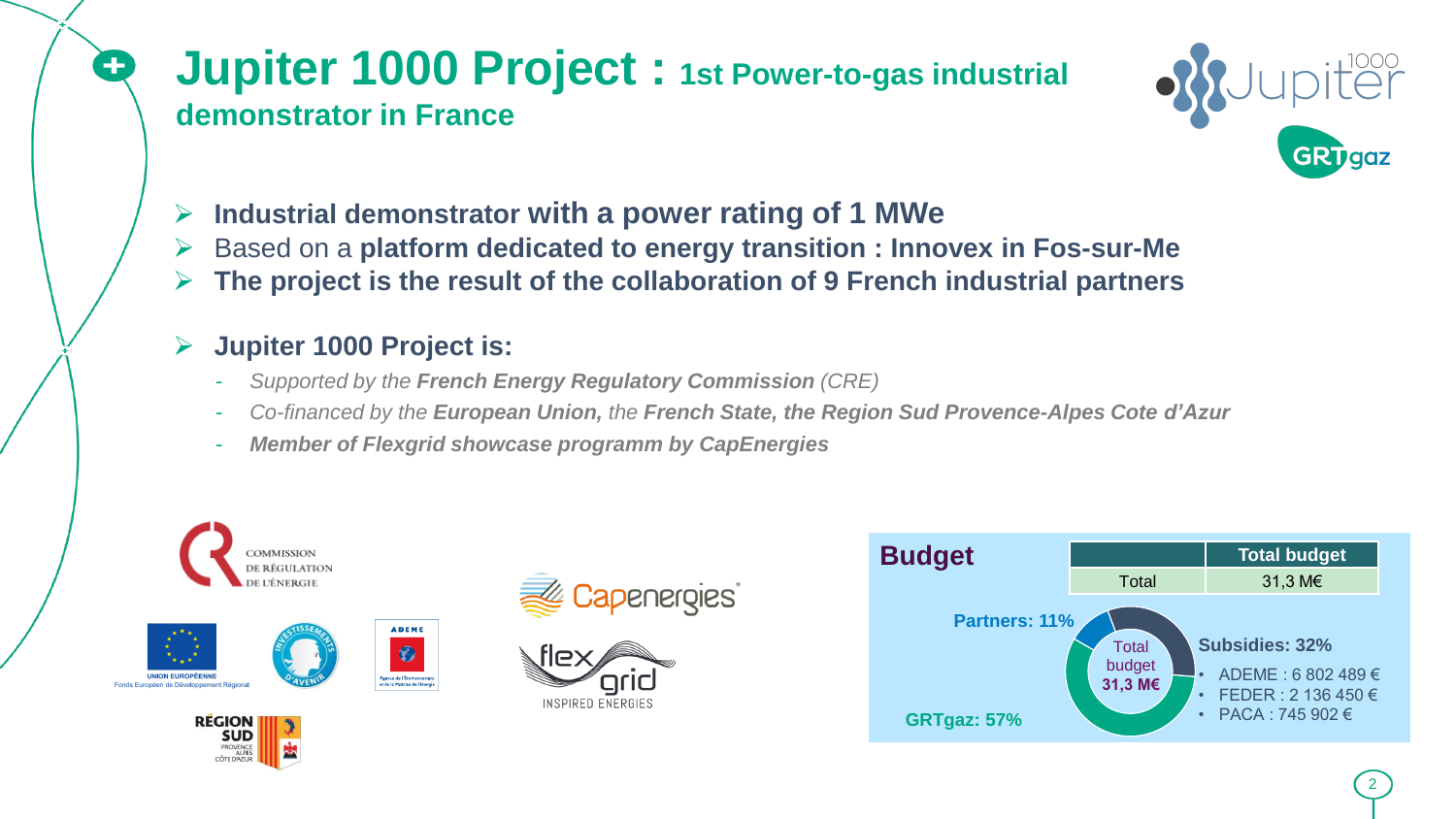# Jupiter 1000 Project : 1st Power-to-gas industrial demonstrator in France

- **Industrial demonstrator with a power rating of 1 MWe**
- Based on a **platform dedicated to energy transition : Innovex in Fos-sur-Me**
- **The project is the result of the collaboration of 9 French industrial partners**

- **Jupiter 1000 Project is:**
  - *Supported by the **French Energy Regulatory Commission** (CRE)*
  - *Co-financed by the **European Union,** the **French State, the Region Sud Provence-Alpes Cote d'Azur***
  - ***Member of Flexgrid showcase programm by CapEnergies***

COMMISSION DE RÉGULATION DE L'ÉNERGIE

UNION EUROPÉENNE Fonds Européen de Développement Régional

INVESTISSEMENTS D'AVENIR

ADEME

RÉGION SUD PROVENCE ALPES CÔTE D'AZUR

Capenergies

flex grid INSPIRED ENERGIES

## Budget

| | Total budget |
|---|---|
| Total | 31,3 M€ |

Total budget 31,3 M€

- Partners: 11%
- GRTgaz: 57%
- Subsidies: 32%
  - ADEME : 6 802 489 €
  - FEDER : 2 136 450 €
  - PACA : 745 902 €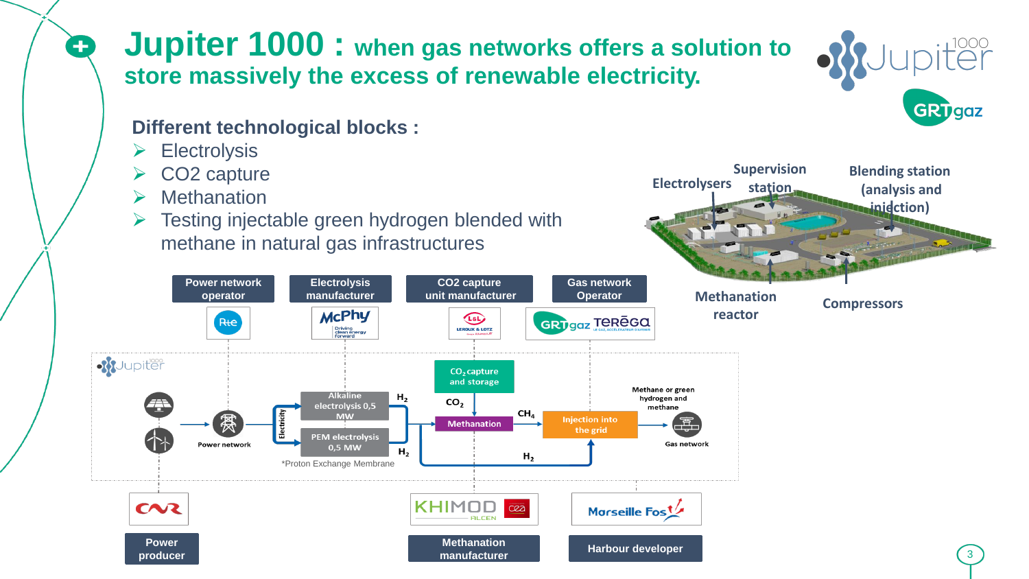# Jupiter 1000 : when gas networks offers a solution to store massively the excess of renewable electricity.

## Different technological blocks :

- Electrolysis
- CO2 capture
- Methanation
- Testing injectable green hydrogen blended with methane in natural gas infrastructures

Electrolysers

Supervision station

Blending station (analysis and injection)

Methanation reactor

Compressors

Power network operator

Electrolysis manufacturer

CO2 capture unit manufacturer

Gas network Operator

Alkaline electrolysis 0,5 MW

PEM electrolysis 0,5 MW

$CO_2$ capture and storage

Methanation

Injection into the grid

Methane or green hydrogen and methane

Power network

Gas network

Electricity

$H_2$

$CO_2$

$CH_4$

*Proton Exchange Membrane

Power producer

Methanation manufacturer

Harbour developer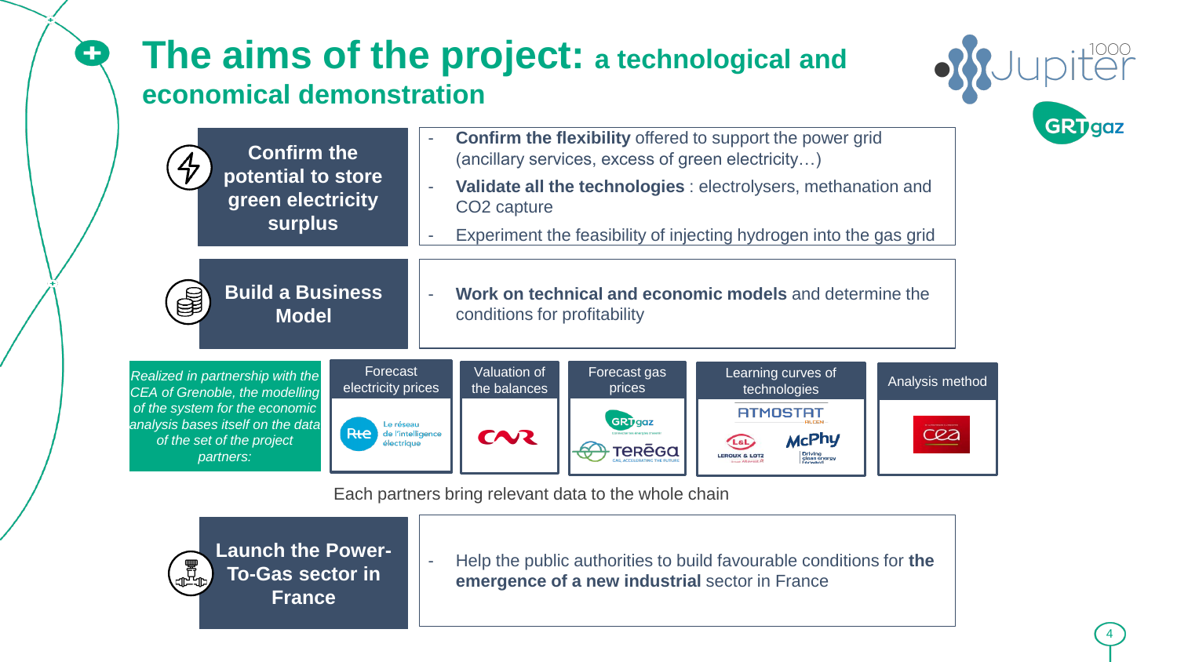# The aims of the project: a technological and economical demonstration

## Confirm the potential to store green electricity surplus

- **Confirm the flexibility** offered to support the power grid (ancillary services, excess of green electricity…)
- **Validate all the technologies** : electrolysers, methanation and $CO_2$ capture
- Experiment the feasibility of injecting hydrogen into the gas grid

## Build a Business Model

- **Work on technical and economic models** and determine the conditions for profitability

*Realized in partnership with the CEA of Grenoble, the modelling of the system for the economic analysis bases itself on the data of the set of the project partners:*

| Forecast electricity prices | Valuation of the balances | Forecast gas prices | Learning curves of technologies | Analysis method |
| --- | --- | --- | --- | --- |
| Rte – Le réseau de l'intelligence électrique | CNR | GRTgaz, Teréga | Atmostat, Leroux & Lotz, McPhy | CEA |

Each partners bring relevant data to the whole chain

## Launch the Power-To-Gas sector in France

- Help the public authorities to build favourable conditions for **the emergence of a new industrial** sector in France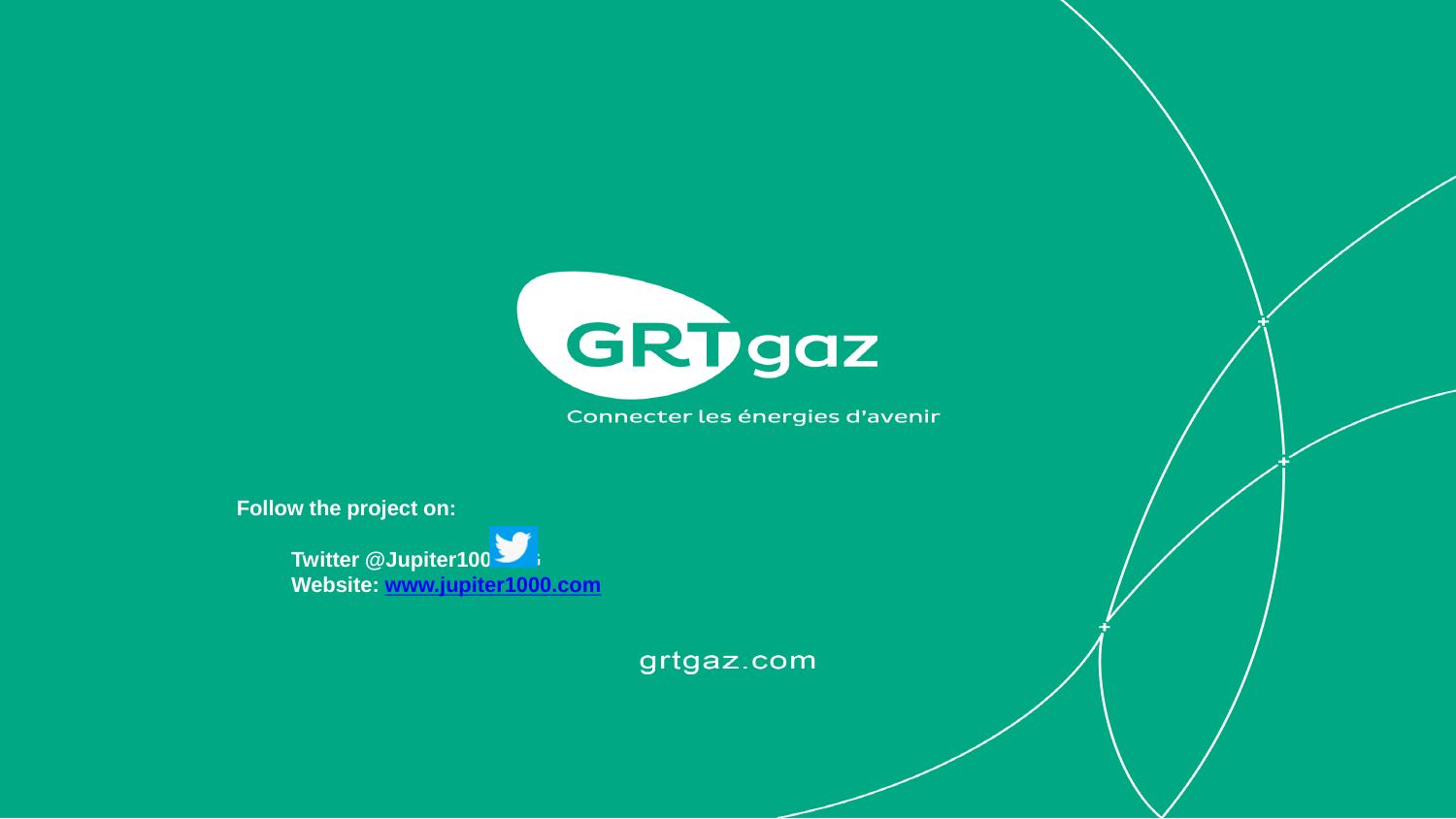GRTgaz

Connecter les énergies d'avenir

**Follow the project on:**

**Twitter @Jupiter1000**
**Website: www.jupiter1000.com**

grtgaz.com